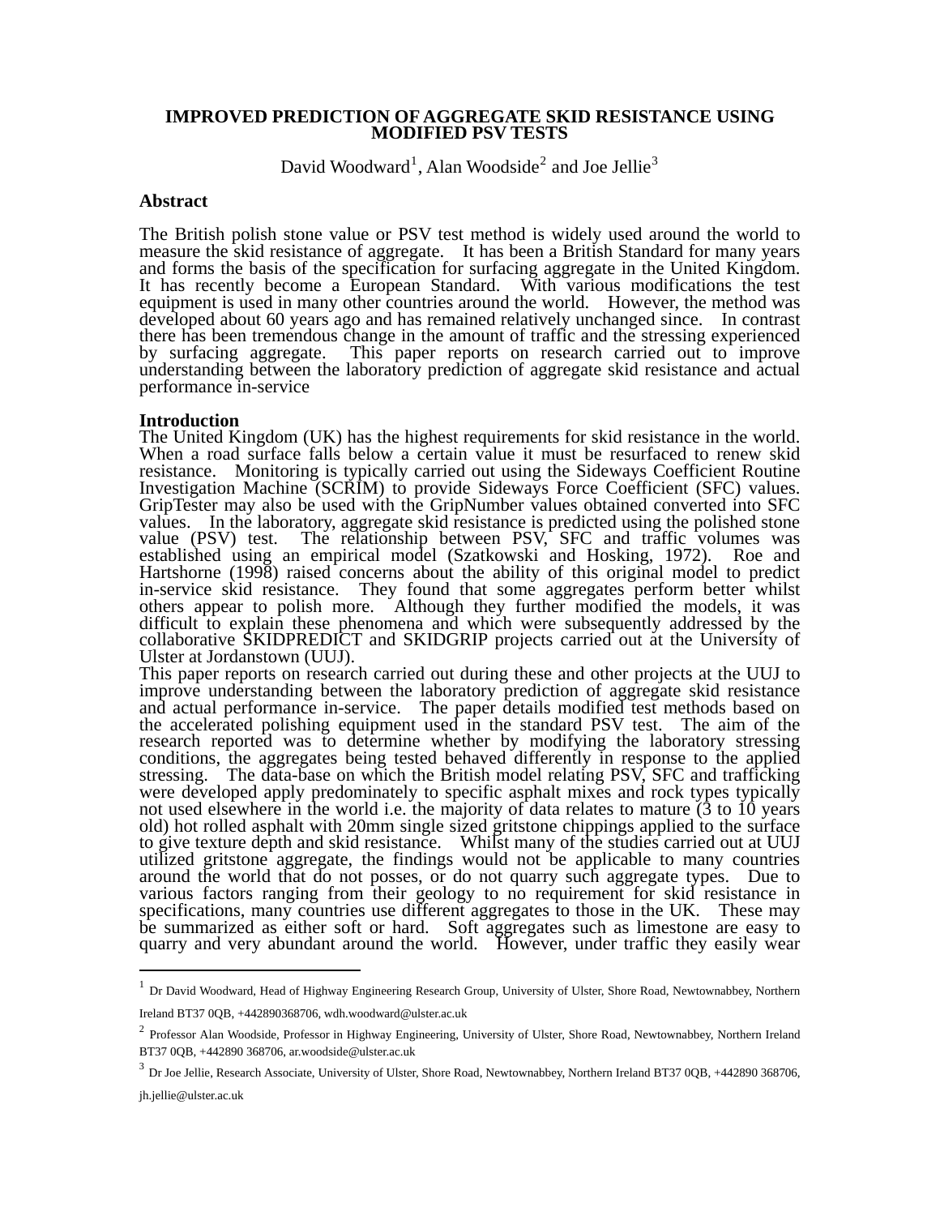# IMPROVED PREDICTION OF AGGREGATE SKID RESISTANCE USING MODIFIED PSV TESTS

David Woodward[1], Alan Woodside[2] and Joe Jellie[3]

## Abstract

The British polish stone value or PSV test method is widely used around the world to measure the skid resistance of aggregate. It has been a British Standard for many years and forms the basis of the specification for surfacing aggregate in the United Kingdom. It has recently become a European Standard. With various modifications the test equipment is used in many other countries around the world. However, the method was developed about 60 years ago and has remained relatively unchanged since. In contrast there has been tremendous change in the amount of traffic and the stressing experienced by surfacing aggregate. This paper reports on research carried out to improve understanding between the laboratory prediction of aggregate skid resistance and actual performance in-service

## Introduction

The United Kingdom (UK) has the highest requirements for skid resistance in the world. When a road surface falls below a certain value it must be resurfaced to renew skid resistance. Monitoring is typically carried out using the Sideways Coefficient Routine Investigation Machine (SCRIM) to provide Sideways Force Coefficient (SFC) values. GripTester may also be used with the GripNumber values obtained converted into SFC values. In the laboratory, aggregate skid resistance is predicted using the polished stone value (PSV) test. The relationship between PSV, SFC and traffic volumes was established using an empirical model (Szatkowski and Hosking, 1972). Roe and Hartshorne (1998) raised concerns about the ability of this original model to predict in-service skid resistance. They found that some aggregates perform better whilst others appear to polish more. Although they further modified the models, it was difficult to explain these phenomena and which were subsequently addressed by the collaborative SKIDPREDICT and SKIDGRIP projects carried out at the University of Ulster at Jordanstown (UUJ).

This paper reports on research carried out during these and other projects at the UUJ to improve understanding between the laboratory prediction of aggregate skid resistance and actual performance in-service. The paper details modified test methods based on the accelerated polishing equipment used in the standard PSV test. The aim of the research reported was to determine whether by modifying the laboratory stressing conditions, the aggregates being tested behaved differently in response to the applied stressing. The data-base on which the British model relating PSV, SFC and trafficking were developed apply predominately to specific asphalt mixes and rock types typically not used elsewhere in the world i.e. the majority of data relates to mature (3 to 10 years old) hot rolled asphalt with 20mm single sized gritstone chippings applied to the surface to give texture depth and skid resistance. Whilst many of the studies carried out at UUJ utilized gritstone aggregate, the findings would not be applicable to many countries around the world that do not posses, or do not quarry such aggregate types. Due to various factors ranging from their geology to no requirement for skid resistance in specifications, many countries use different aggregates to those in the UK. These may be summarized as either soft or hard. Soft aggregates such as limestone are easy to quarry and very abundant around the world. However, under traffic they easily wear

---

[1] Dr David Woodward, Head of Highway Engineering Research Group, University of Ulster, Shore Road, Newtownabbey, Northern Ireland BT37 0QB, +442890368706, wdh.woodward@ulster.ac.uk

[2] Professor Alan Woodside, Professor in Highway Engineering, University of Ulster, Shore Road, Newtownabbey, Northern Ireland BT37 0QB, +442890 368706, ar.woodside@ulster.ac.uk

[3] Dr Joe Jellie, Research Associate, University of Ulster, Shore Road, Newtownabbey, Northern Ireland BT37 0QB, +442890 368706, jh.jellie@ulster.ac.uk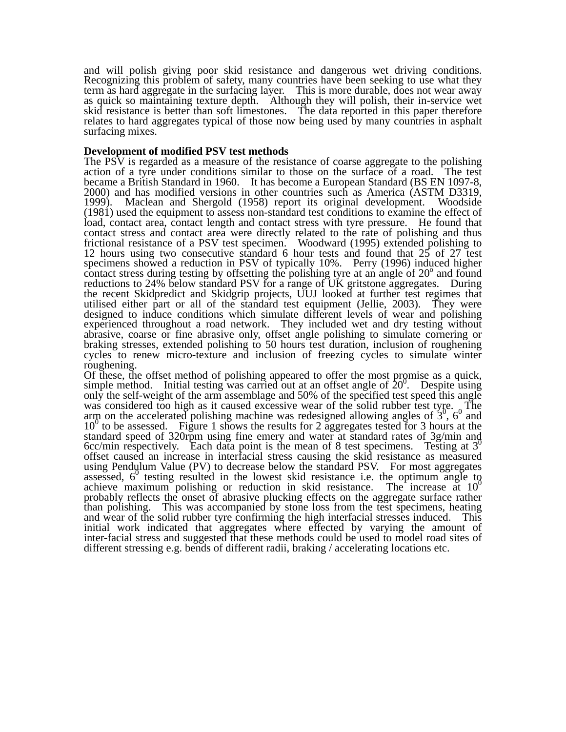and will polish giving poor skid resistance and dangerous wet driving conditions. Recognizing this problem of safety, many countries have been seeking to use what they term as hard aggregate in the surfacing layer. This is more durable, does not wear away as quick so maintaining texture depth. Although they will polish, their in-service wet skid resistance is better than soft limestones. The data reported in this paper therefore relates to hard aggregates typical of those now being used by many countries in asphalt surfacing mixes.

**Development of modified PSV test methods**

The PSV is regarded as a measure of the resistance of coarse aggregate to the polishing action of a tyre under conditions similar to those on the surface of a road. The test became a British Standard in 1960. It has become a European Standard (BS EN 1097-8, 2000) and has modified versions in other countries such as America (ASTM D3319, 1999). Maclean and Shergold (1958) report its original development. Woodside (1981) used the equipment to assess non-standard test conditions to examine the effect of load, contact area, contact length and contact stress with tyre pressure. He found that contact stress and contact area were directly related to the rate of polishing and thus frictional resistance of a PSV test specimen. Woodward (1995) extended polishing to 12 hours using two consecutive standard 6 hour tests and found that 25 of 27 test specimens showed a reduction in PSV of typically 10%. Perry (1996) induced higher contact stress during testing by offsetting the polishing tyre at an angle of $20^o$ and found reductions to 24% below standard PSV for a range of UK gritstone aggregates. During the recent Skidpredict and Skidgrip projects, UUJ looked at further test regimes that utilised either part or all of the standard test equipment (Jellie, 2003). They were designed to induce conditions which simulate different levels of wear and polishing experienced throughout a road network. They included wet and dry testing without abrasive, coarse or fine abrasive only, offset angle polishing to simulate cornering or braking stresses, extended polishing to 50 hours test duration, inclusion of roughening cycles to renew micro-texture and inclusion of freezing cycles to simulate winter roughening.

Of these, the offset method of polishing appeared to offer the most promise as a quick, simple method. Initial testing was carried out at an offset angle of $20^0$. Despite using only the self-weight of the arm assemblage and 50% of the specified test speed this angle was considered too high as it caused excessive wear of the solid rubber test tyre. The arm on the accelerated polishing machine was redesigned allowing angles of $3^0$, $6^0$ and $10^0$ to be assessed. Figure 1 shows the results for 2 aggregates tested for 3 hours at the standard speed of 320rpm using fine emery and water at standard rates of 3g/min and 6cc/min respectively. Each data point is the mean of 8 test specimens. Testing at $3^0$ offset caused an increase in interfacial stress causing the skid resistance as measured using Pendulum Value (PV) to decrease below the standard PSV. For most aggregates assessed, $6^0$ testing resulted in the lowest skid resistance i.e. the optimum angle to achieve maximum polishing or reduction in skid resistance. The increase at $10^0$ probably reflects the onset of abrasive plucking effects on the aggregate surface rather than polishing. This was accompanied by stone loss from the test specimens, heating and wear of the solid rubber tyre confirming the high interfacial stresses induced. This initial work indicated that aggregates where effected by varying the amount of inter-facial stress and suggested that these methods could be used to model road sites of different stressing e.g. bends of different radii, braking / accelerating locations etc.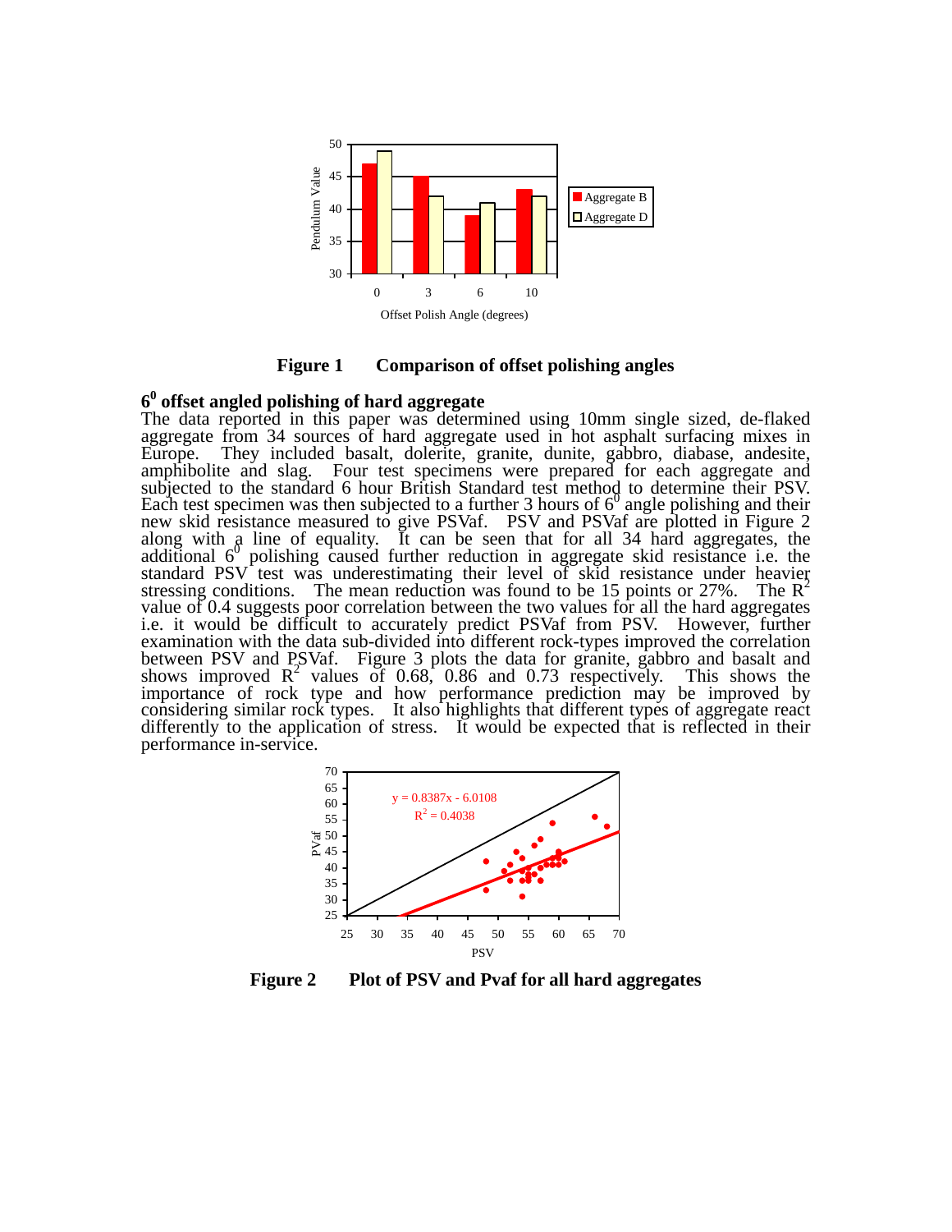**Figure 1 Comparison of offset polishing angles**

### $6^0$ offset angled polishing of hard aggregate

The data reported in this paper was determined using 10mm single sized, de-flaked aggregate from 34 sources of hard aggregate used in hot asphalt surfacing mixes in Europe. They included basalt, dolerite, granite, dunite, gabbro, diabase, andesite, amphibolite and slag. Four test specimens were prepared for each aggregate and subjected to the standard 6 hour British Standard test method to determine their PSV. Each test specimen was then subjected to a further 3 hours of $6^0$ angle polishing and their new skid resistance measured to give PSVaf. PSV and PSVaf are plotted in Figure 2 along with a line of equality. It can be seen that for all 34 hard aggregates, the additional $6^0$ polishing caused further reduction in aggregate skid resistance i.e. the standard PSV test was underestimating their level of skid resistance under heavier stressing conditions. The mean reduction was found to be 15 points or 27%. The $R^2$ value of 0.4 suggests poor correlation between the two values for all the hard aggregates i.e. it would be difficult to accurately predict PSVaf from PSV. However, further examination with the data sub-divided into different rock-types improved the correlation between PSV and PSVaf. Figure 3 plots the data for granite, gabbro and basalt and shows improved $R^2$ values of 0.68, 0.86 and 0.73 respectively. This shows the importance of rock type and how performance prediction may be improved by considering similar rock types. It also highlights that different types of aggregate react differently to the application of stress. It would be expected that is reflected in their performance in-service.

**Figure 2 Plot of PSV and Pvaf for all hard aggregates**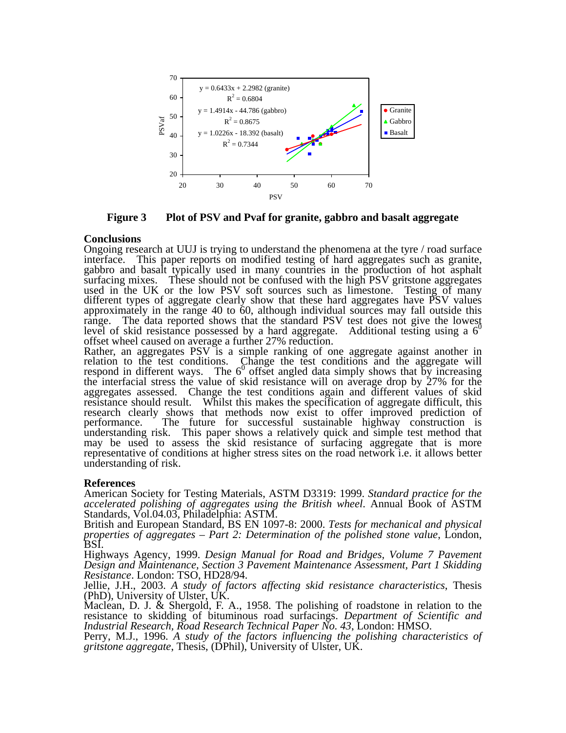y = 0.6433x + 2.2982 (granite)
$R^2 = 0.6804$

y = 1.4914x - 44.786 (gabbro)
$R^2 = 0.8675$

y = 1.0226x - 18.392 (basalt)
$R^2 = 0.7344$

**Figure 3 Plot of PSV and Pvaf for granite, gabbro and basalt aggregate**

## Conclusions

Ongoing research at UUJ is trying to understand the phenomena at the tyre / road surface interface. This paper reports on modified testing of hard aggregates such as granite, gabbro and basalt typically used in many countries in the production of hot asphalt surfacing mixes. These should not be confused with the high PSV gritstone aggregates used in the UK or the low PSV soft sources such as limestone. Testing of many different types of aggregate clearly show that these hard aggregates have PSV values approximately in the range 40 to 60, although individual sources may fall outside this range. The data reported shows that the standard PSV test does not give the lowest level of skid resistance possessed by a hard aggregate. Additional testing using a $6^0$ offset wheel caused on average a further 27% reduction.

Rather, an aggregates PSV is a simple ranking of one aggregate against another in relation to the test conditions. Change the test conditions and the aggregate will respond in different ways. The $6^0$ offset angled data simply shows that by increasing the interfacial stress the value of skid resistance will on average drop by 27% for the aggregates assessed. Change the test conditions again and different values of skid resistance should result. Whilst this makes the specification of aggregate difficult, this research clearly shows that methods now exist to offer improved prediction of performance. The future for successful sustainable highway construction is understanding risk. This paper shows a relatively quick and simple test method that may be used to assess the skid resistance of surfacing aggregate that is more representative of conditions at higher stress sites on the road network i.e. it allows better understanding of risk.

## References

American Society for Testing Materials, ASTM D3319: 1999. *Standard practice for the accelerated polishing of aggregates using the British wheel*. Annual Book of ASTM Standards, Vol.04.03, Philadelphia: ASTM.

British and European Standard, BS EN 1097-8: 2000. *Tests for mechanical and physical properties of aggregates – Part 2: Determination of the polished stone value*, London, BSI.

Highways Agency, 1999. *Design Manual for Road and Bridges, Volume 7 Pavement Design and Maintenance, Section 3 Pavement Maintenance Assessment, Part 1 Skidding Resistance*. London: TSO, HD28/94.

Jellie, J.H., 2003. *A study of factors affecting skid resistance characteristics*, Thesis (PhD), University of Ulster, UK.

Maclean, D. J. & Shergold, F. A., 1958. The polishing of roadstone in relation to the resistance to skidding of bituminous road surfacings. *Department of Scientific and Industrial Research, Road Research Technical Paper No. 43*, London: HMSO.

Perry, M.J., 1996. *A study of the factors influencing the polishing characteristics of gritstone aggregate*, Thesis, (DPhil), University of Ulster, UK.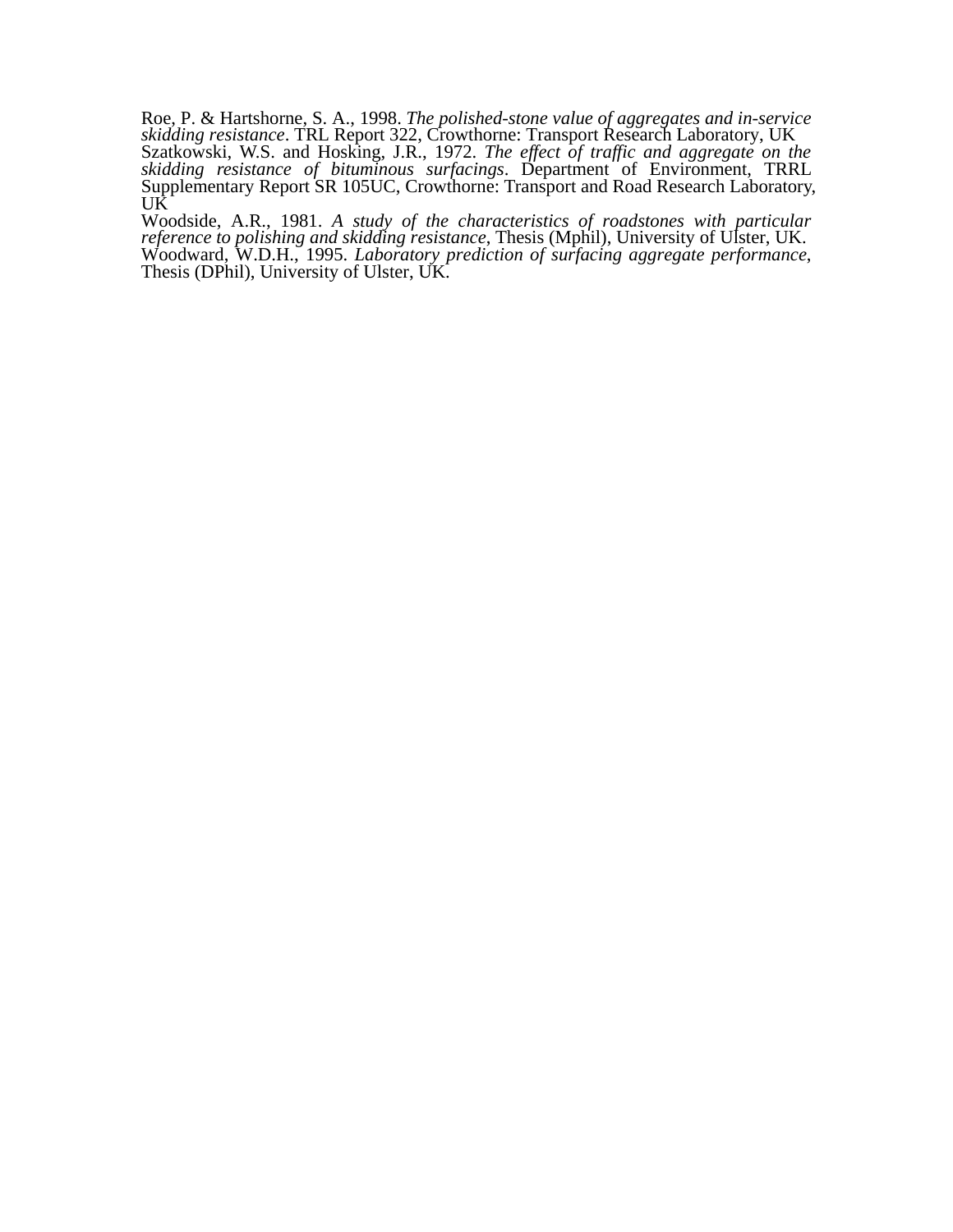Roe, P. & Hartshorne, S. A., 1998. *The polished-stone value of aggregates and in-service skidding resistance*. TRL Report 322, Crowthorne: Transport Research Laboratory, UK

Szatkowski, W.S. and Hosking, J.R., 1972. *The effect of traffic and aggregate on the skidding resistance of bituminous surfacings*. Department of Environment, TRRL Supplementary Report SR 105UC, Crowthorne: Transport and Road Research Laboratory, UK

Woodside, A.R., 1981. *A study of the characteristics of roadstones with particular reference to polishing and skidding resistance*, Thesis (Mphil), University of Ulster, UK.

Woodward, W.D.H., 1995. *Laboratory prediction of surfacing aggregate performance*, Thesis (DPhil), University of Ulster, UK.